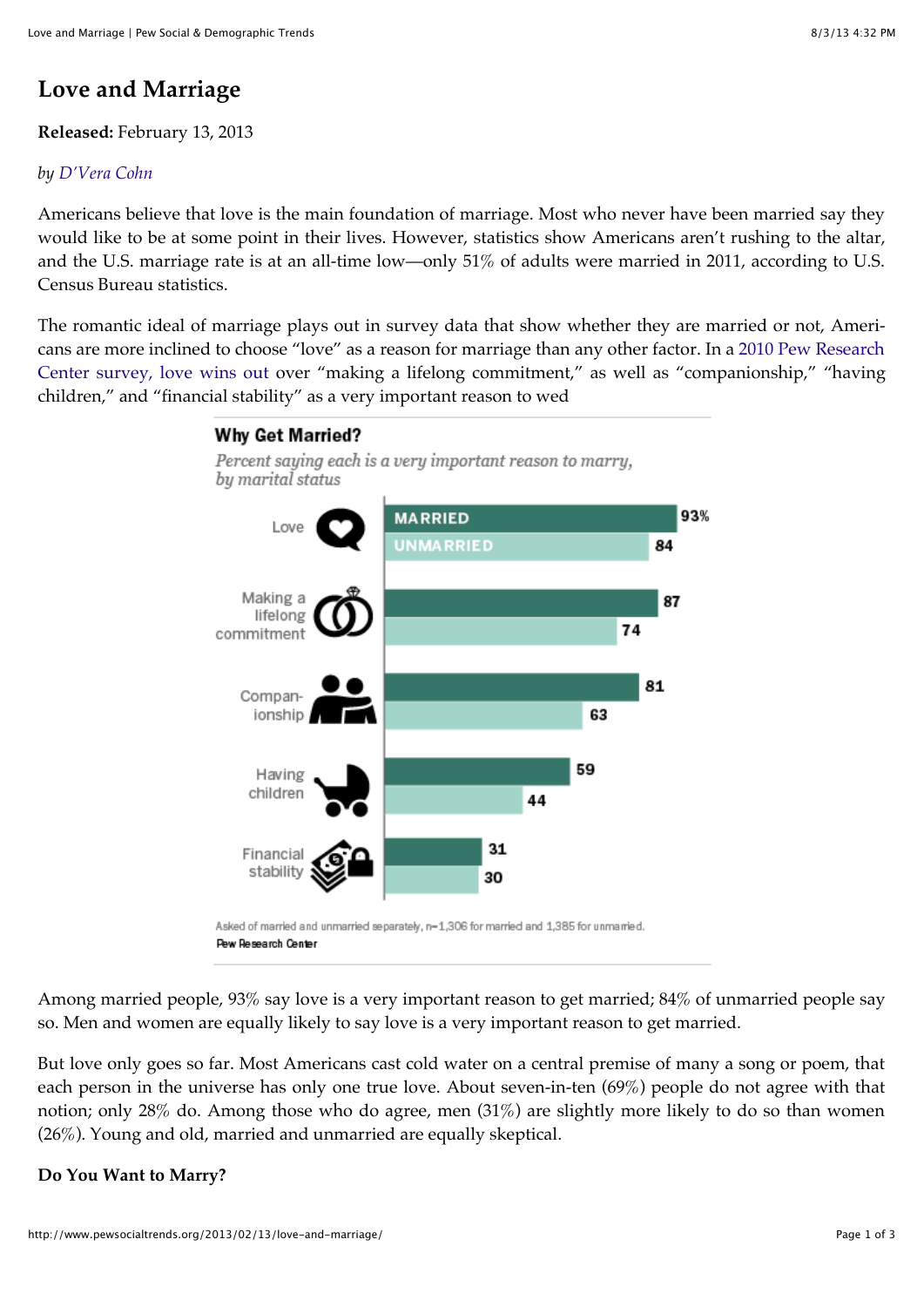# Love and Marriage

**Released:** February 13, 2013

*by D'Vera Cohn*

Americans believe that love is the main foundation of marriage. Most who never have been married say they would like to be at some point in their lives. However, statistics show Americans aren't rushing to the altar, and the U.S. marriage rate is at an all-time low—only 51% of adults were married in 2011, according to U.S. Census Bureau statistics.

The romantic ideal of marriage plays out in survey data that show whether they are married or not, Americans are more inclined to choose "love" as a reason for marriage than any other factor. In a 2010 Pew Research Center survey, love wins out over "making a lifelong commitment," as well as "companionship," "having children," and "financial stability" as a very important reason to wed

**Why Get Married?**

*Percent saying each is a very important reason to marry, by marital status*

| | Married | Unmarried |
|---|---|---|
| Love | 93% | 84 |
| Making a lifelong commitment | 87 | 74 |
| Companionship | 81 | 63 |
| Having children | 59 | 44 |
| Financial stability | 31 | 30 |

Asked of married and unmarried separately, n=1,306 for married and 1,385 for unmarried.

Pew Research Center

Among married people, 93% say love is a very important reason to get married; 84% of unmarried people say so. Men and women are equally likely to say love is a very important reason to get married.

But love only goes so far. Most Americans cast cold water on a central premise of many a song or poem, that each person in the universe has only one true love. About seven-in-ten (69%) people do not agree with that notion; only 28% do. Among those who do agree, men (31%) are slightly more likely to do so than women (26%). Young and old, married and unmarried are equally skeptical.

**Do You Want to Marry?**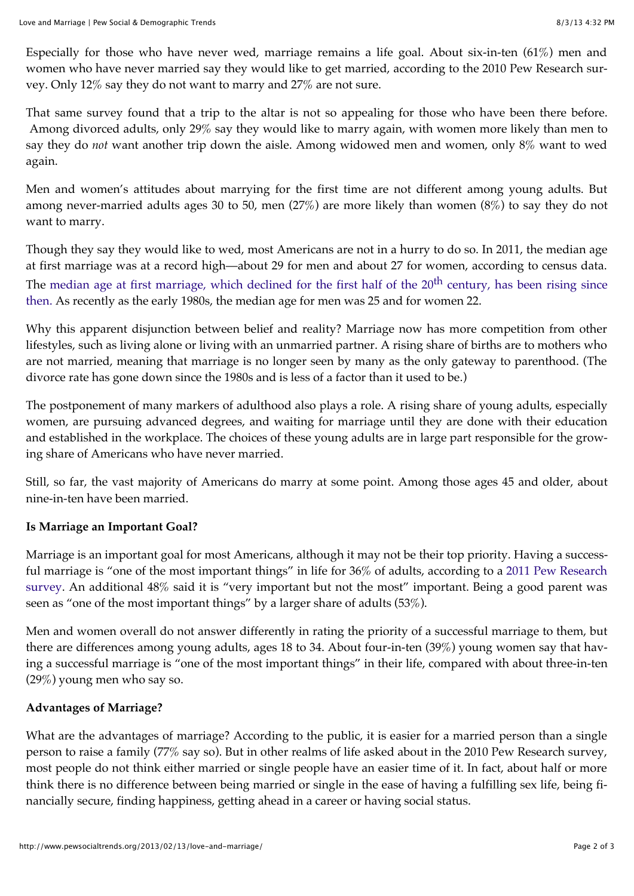Especially for those who have never wed, marriage remains a life goal. About six-in-ten (61%) men and women who have never married say they would like to get married, according to the 2010 Pew Research survey. Only 12% say they do not want to marry and 27% are not sure.

That same survey found that a trip to the altar is not so appealing for those who have been there before. Among divorced adults, only 29% say they would like to marry again, with women more likely than men to say they do *not* want another trip down the aisle. Among widowed men and women, only 8% want to wed again.

Men and women's attitudes about marrying for the first time are not different among young adults. But among never-married adults ages 30 to 50, men (27%) are more likely than women (8%) to say they do not want to marry.

Though they say they would like to wed, most Americans are not in a hurry to do so. In 2011, the median age at first marriage was at a record high—about 29 for men and about 27 for women, according to census data. The median age at first marriage, which declined for the first half of the 20th century, has been rising since then. As recently as the early 1980s, the median age for men was 25 and for women 22.

Why this apparent disjunction between belief and reality? Marriage now has more competition from other lifestyles, such as living alone or living with an unmarried partner. A rising share of births are to mothers who are not married, meaning that marriage is no longer seen by many as the only gateway to parenthood. (The divorce rate has gone down since the 1980s and is less of a factor than it used to be.)

The postponement of many markers of adulthood also plays a role. A rising share of young adults, especially women, are pursuing advanced degrees, and waiting for marriage until they are done with their education and established in the workplace. The choices of these young adults are in large part responsible for the growing share of Americans who have never married.

Still, so far, the vast majority of Americans do marry at some point. Among those ages 45 and older, about nine-in-ten have been married.

**Is Marriage an Important Goal?**

Marriage is an important goal for most Americans, although it may not be their top priority. Having a successful marriage is "one of the most important things" in life for 36% of adults, according to a 2011 Pew Research survey. An additional 48% said it is "very important but not the most" important. Being a good parent was seen as "one of the most important things" by a larger share of adults (53%).

Men and women overall do not answer differently in rating the priority of a successful marriage to them, but there are differences among young adults, ages 18 to 34. About four-in-ten (39%) young women say that having a successful marriage is "one of the most important things" in their life, compared with about three-in-ten (29%) young men who say so.

**Advantages of Marriage?**

What are the advantages of marriage? According to the public, it is easier for a married person than a single person to raise a family (77% say so). But in other realms of life asked about in the 2010 Pew Research survey, most people do not think either married or single people have an easier time of it. In fact, about half or more think there is no difference between being married or single in the ease of having a fulfilling sex life, being financially secure, finding happiness, getting ahead in a career or having social status.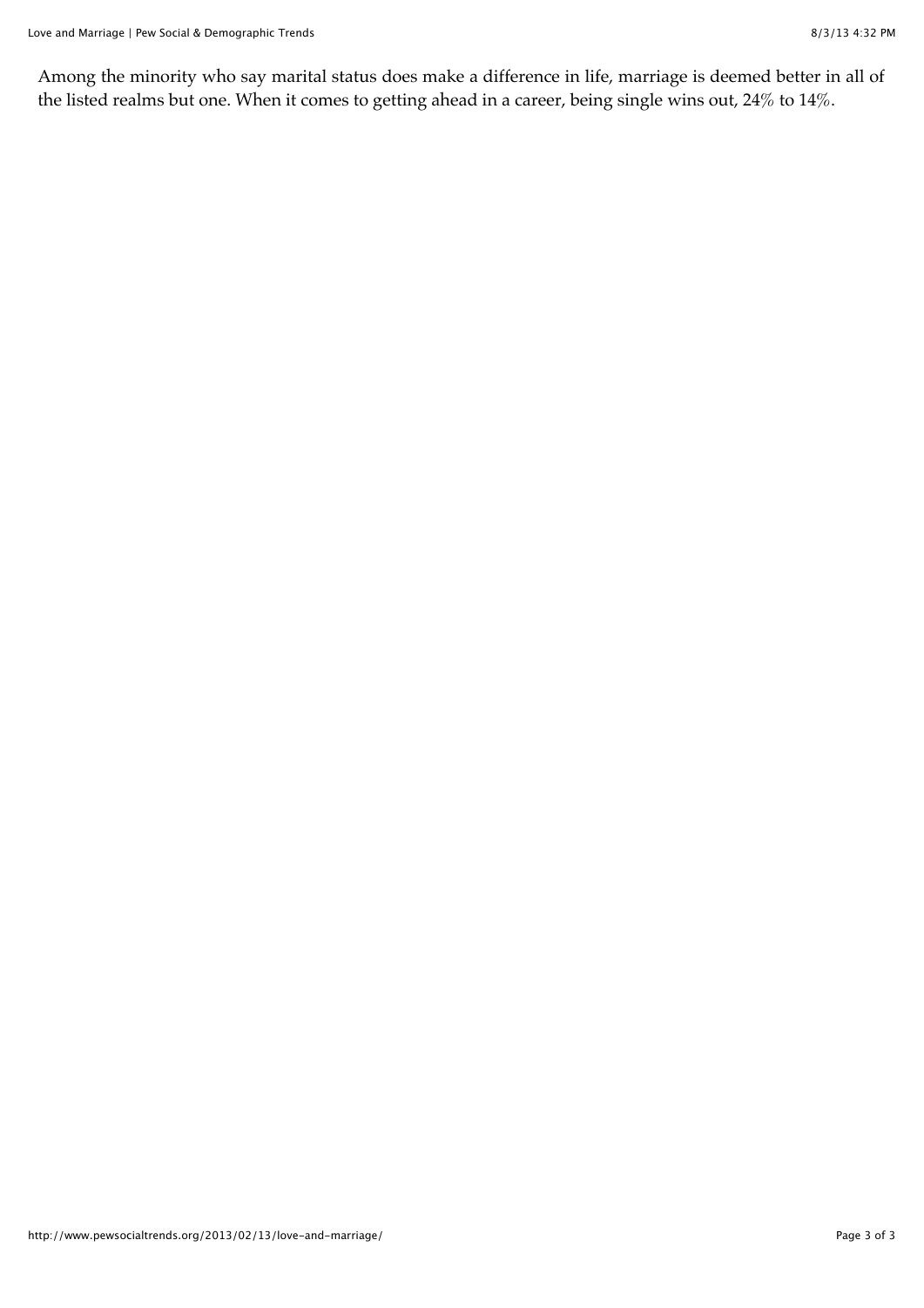Among the minority who say marital status does make a difference in life, marriage is deemed better in all of the listed realms but one. When it comes to getting ahead in a career, being single wins out, 24% to 14%.